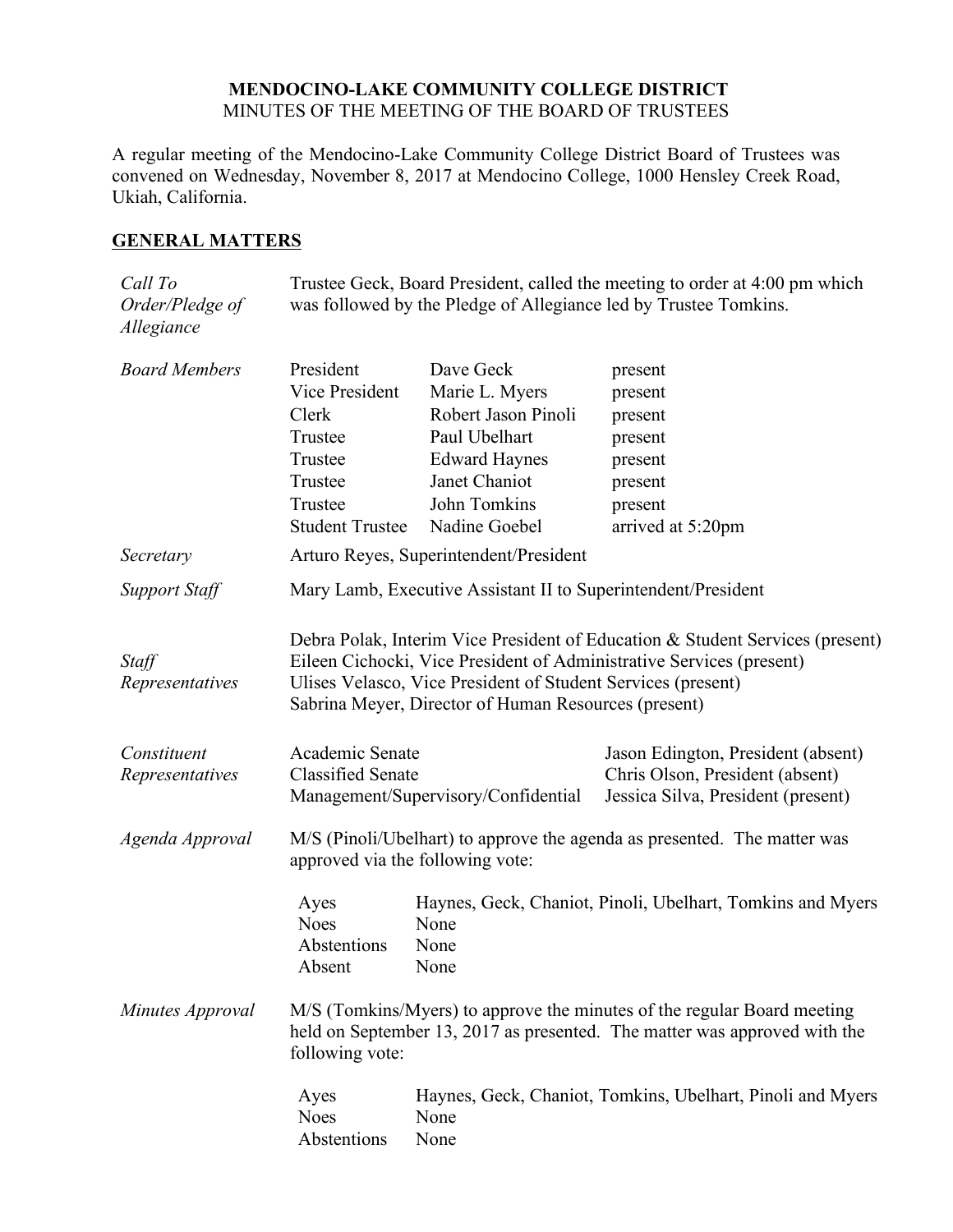# MENDOCINO-LAKE COMMUNITY COLLEGE DISTRICT

MINUTES OF THE MEETING OF THE BOARD OF TRUSTEES

A regular meeting of the Mendocino-Lake Community College District Board of Trustees was convened on Wednesday, November 8, 2017 at Mendocino College, 1000 Hensley Creek Road, Ukiah, California.

## GENERAL MATTERS

*Call To Order/Pledge of Allegiance*

Trustee Geck, Board President, called the meeting to order at 4:00 pm which was followed by the Pledge of Allegiance led by Trustee Tomkins.

*Board Members*

| | | |
|---|---|---|
| President | Dave Geck | present |
| Vice President | Marie L. Myers | present |
| Clerk | Robert Jason Pinoli | present |
| Trustee | Paul Ubelhart | present |
| Trustee | Edward Haynes | present |
| Trustee | Janet Chaniot | present |
| Trustee | John Tomkins | present |
| Student Trustee | Nadine Goebel | arrived at 5:20pm |

*Secretary*

Arturo Reyes, Superintendent/President

*Support Staff*

Mary Lamb, Executive Assistant II to Superintendent/President

*Staff Representatives*

Debra Polak, Interim Vice President of Education & Student Services (present)
Eileen Cichocki, Vice President of Administrative Services (present)
Ulises Velasco, Vice President of Student Services (present)
Sabrina Meyer, Director of Human Resources (present)

*Constituent Representatives*

| | |
|---|---|
| Academic Senate | Jason Edington, President (absent) |
| Classified Senate | Chris Olson, President (absent) |
| Management/Supervisory/Confidential | Jessica Silva, President (present) |

*Agenda Approval*

M/S (Pinoli/Ubelhart) to approve the agenda as presented. The matter was approved via the following vote:

| | |
|---|---|
| Ayes | Haynes, Geck, Chaniot, Pinoli, Ubelhart, Tomkins and Myers |
| Noes | None |
| Abstentions | None |
| Absent | None |

*Minutes Approval*

M/S (Tomkins/Myers) to approve the minutes of the regular Board meeting held on September 13, 2017 as presented. The matter was approved with the following vote:

| | |
|---|---|
| Ayes | Haynes, Geck, Chaniot, Tomkins, Ubelhart, Pinoli and Myers |
| Noes | None |
| Abstentions | None |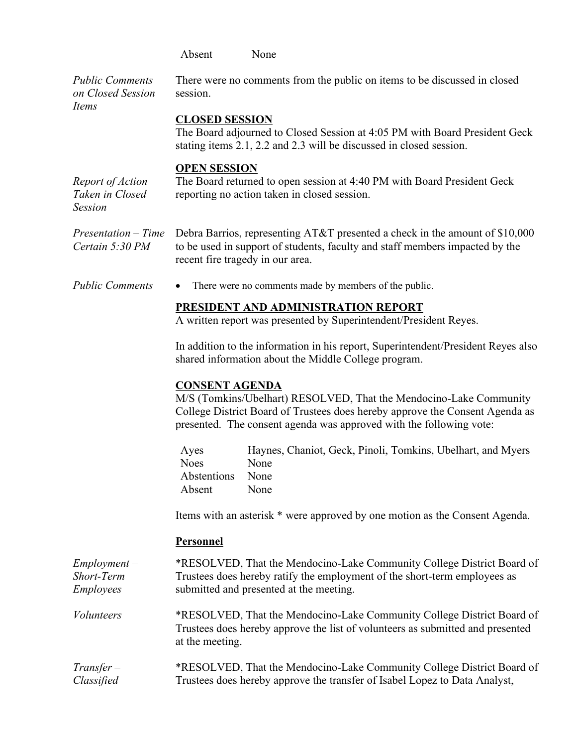| | |
|---|---|
| Absent | None |

*Public Comments on Closed Session Items*

There were no comments from the public on items to be discussed in closed session.

**CLOSED SESSION**

The Board adjourned to Closed Session at 4:05 PM with Board President Geck stating items 2.1, 2.2 and 2.3 will be discussed in closed session.

**OPEN SESSION**

*Report of Action Taken in Closed Session*

The Board returned to open session at 4:40 PM with Board President Geck reporting no action taken in closed session.

*Presentation – Time Certain 5:30 PM*

Debra Barrios, representing AT&T presented a check in the amount of $10,000 to be used in support of students, faculty and staff members impacted by the recent fire tragedy in our area.

*Public Comments*

- There were no comments made by members of the public.

**PRESIDENT AND ADMINISTRATION REPORT**

A written report was presented by Superintendent/President Reyes.

In addition to the information in his report, Superintendent/President Reyes also shared information about the Middle College program.

**CONSENT AGENDA**

M/S (Tomkins/Ubelhart) RESOLVED, That the Mendocino-Lake Community College District Board of Trustees does hereby approve the Consent Agenda as presented. The consent agenda was approved with the following vote:

| | |
|---|---|
| Ayes | Haynes, Chaniot, Geck, Pinoli, Tomkins, Ubelhart, and Myers |
| Noes | None |
| Abstentions | None |
| Absent | None |

Items with an asterisk * were approved by one motion as the Consent Agenda.

**Personnel**

*Employment – Short-Term Employees*

*RESOLVED, That the Mendocino-Lake Community College District Board of Trustees does hereby ratify the employment of the short-term employees as submitted and presented at the meeting.

*Volunteers*

*RESOLVED, That the Mendocino-Lake Community College District Board of Trustees does hereby approve the list of volunteers as submitted and presented at the meeting.

*Transfer – Classified*

*RESOLVED, That the Mendocino-Lake Community College District Board of Trustees does hereby approve the transfer of Isabel Lopez to Data Analyst,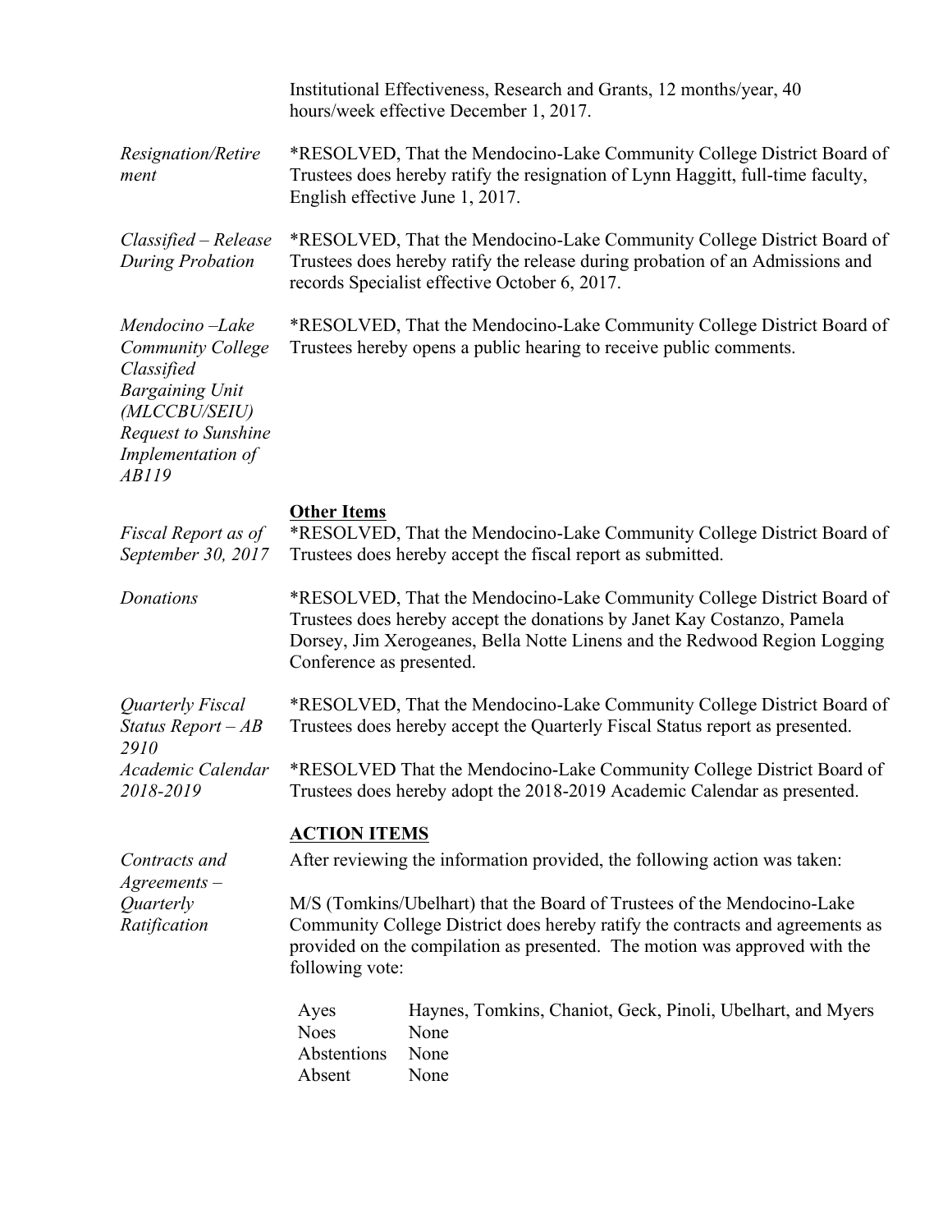Institutional Effectiveness, Research and Grants, 12 months/year, 40 hours/week effective December 1, 2017.

*Resignation/Retirement*

*RESOLVED, That the Mendocino-Lake Community College District Board of Trustees does hereby ratify the resignation of Lynn Haggitt, full-time faculty, English effective June 1, 2017.

*Classified – Release During Probation*

*RESOLVED, That the Mendocino-Lake Community College District Board of Trustees does hereby ratify the release during probation of an Admissions and records Specialist effective October 6, 2017.

*Mendocino –Lake Community College Classified Bargaining Unit (MLCCBU/SEIU) Request to Sunshine Implementation of AB119*

*RESOLVED, That the Mendocino-Lake Community College District Board of Trustees hereby opens a public hearing to receive public comments.

**<u>Other Items</u>**

*Fiscal Report as of September 30, 2017*

*RESOLVED, That the Mendocino-Lake Community College District Board of Trustees does hereby accept the fiscal report as submitted.

*Donations*

*RESOLVED, That the Mendocino-Lake Community College District Board of Trustees does hereby accept the donations by Janet Kay Costanzo, Pamela Dorsey, Jim Xerogeanes, Bella Notte Linens and the Redwood Region Logging Conference as presented.

*Quarterly Fiscal Status Report – AB 2910*

*RESOLVED, That the Mendocino-Lake Community College District Board of Trustees does hereby accept the Quarterly Fiscal Status report as presented.

*Academic Calendar 2018-2019*

*RESOLVED That the Mendocino-Lake Community College District Board of Trustees does hereby adopt the 2018-2019 Academic Calendar as presented.

**<u>ACTION ITEMS</u>**

*Contracts and Agreements – Quarterly Ratification*

After reviewing the information provided, the following action was taken:

M/S (Tomkins/Ubelhart) that the Board of Trustees of the Mendocino-Lake Community College District does hereby ratify the contracts and agreements as provided on the compilation as presented. The motion was approved with the following vote:

| | |
|---|---|
| Ayes | Haynes, Tomkins, Chaniot, Geck, Pinoli, Ubelhart, and Myers |
| Noes | None |
| Abstentions | None |
| Absent | None |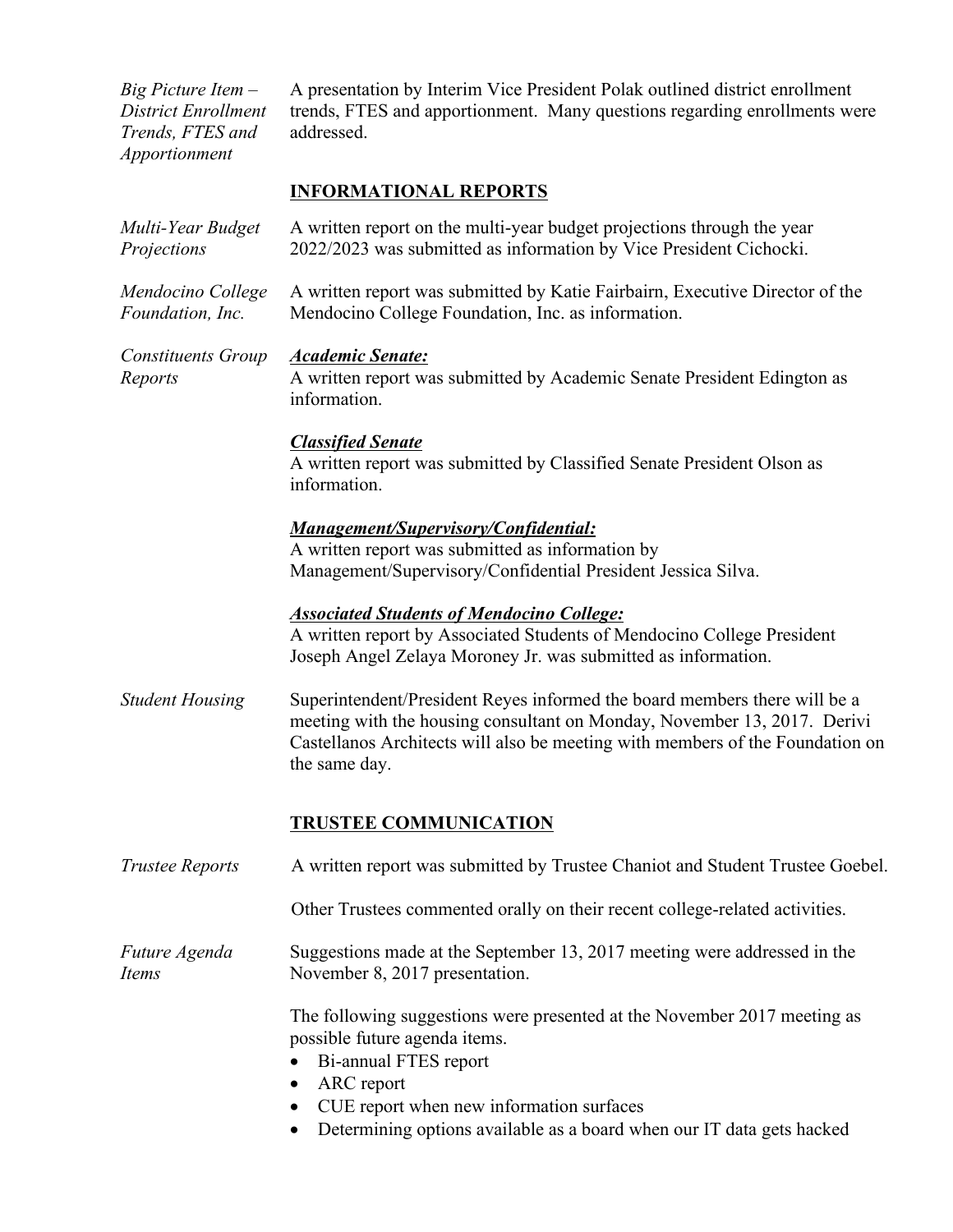*Big Picture Item – District Enrollment Trends, FTES and Apportionment*

A presentation by Interim Vice President Polak outlined district enrollment trends, FTES and apportionment. Many questions regarding enrollments were addressed.

## INFORMATIONAL REPORTS

*Multi-Year Budget Projections*

A written report on the multi-year budget projections through the year 2022/2023 was submitted as information by Vice President Cichocki.

*Mendocino College Foundation, Inc.*

A written report was submitted by Katie Fairbairn, Executive Director of the Mendocino College Foundation, Inc. as information.

*Constituents Group Reports*

***Academic Senate:***
A written report was submitted by Academic Senate President Edington as information.

***Classified Senate***
A written report was submitted by Classified Senate President Olson as information.

***Management/Supervisory/Confidential:***
A written report was submitted as information by Management/Supervisory/Confidential President Jessica Silva.

***Associated Students of Mendocino College:***
A written report by Associated Students of Mendocino College President Joseph Angel Zelaya Moroney Jr. was submitted as information.

*Student Housing*

Superintendent/President Reyes informed the board members there will be a meeting with the housing consultant on Monday, November 13, 2017. Derivi Castellanos Architects will also be meeting with members of the Foundation on the same day.

## TRUSTEE COMMUNICATION

*Trustee Reports*

A written report was submitted by Trustee Chaniot and Student Trustee Goebel.

Other Trustees commented orally on their recent college-related activities.

*Future Agenda Items*

Suggestions made at the September 13, 2017 meeting were addressed in the November 8, 2017 presentation.

The following suggestions were presented at the November 2017 meeting as possible future agenda items.

- Bi-annual FTES report
- ARC report
- CUE report when new information surfaces
- Determining options available as a board when our IT data gets hacked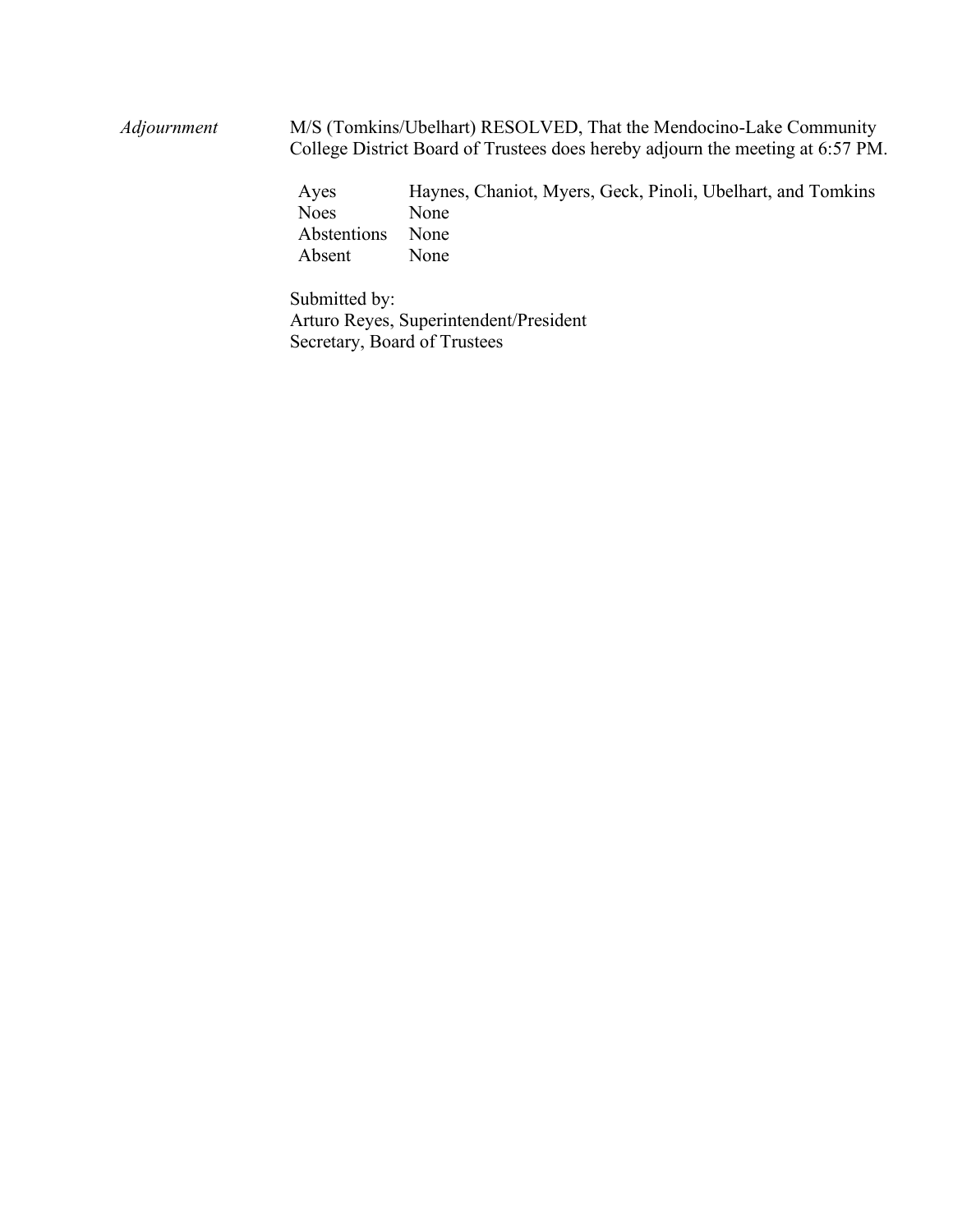*Adjournment*

M/S (Tomkins/Ubelhart) RESOLVED, That the Mendocino-Lake Community College District Board of Trustees does hereby adjourn the meeting at 6:57 PM.

| | |
|---|---|
| Ayes | Haynes, Chaniot, Myers, Geck, Pinoli, Ubelhart, and Tomkins |
| Noes | None |
| Abstentions | None |
| Absent | None |

Submitted by:
Arturo Reyes, Superintendent/President
Secretary, Board of Trustees